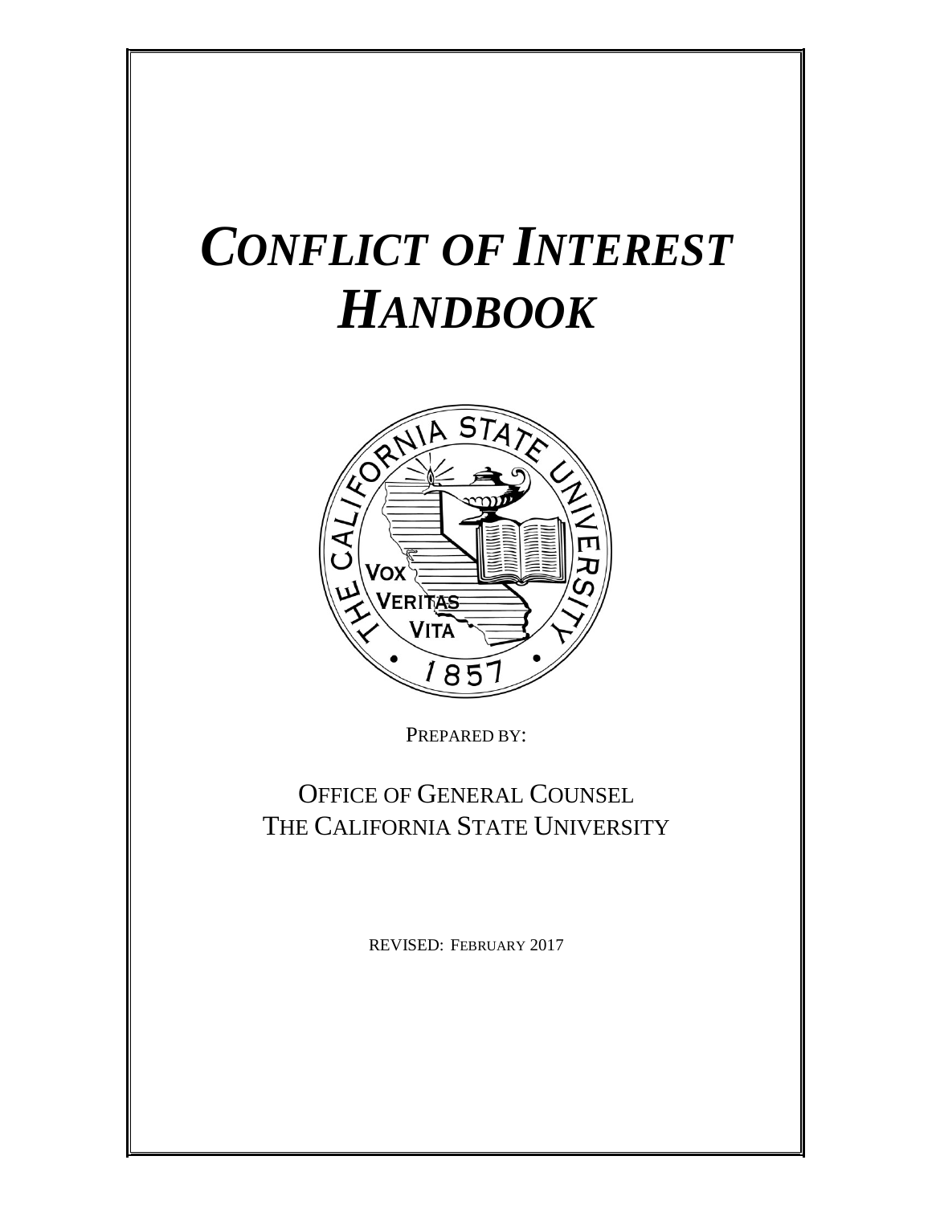# *CONFLICT OF INTEREST HANDBOOK*

PREPARED BY:

OFFICE OF GENERAL COUNSEL
THE CALIFORNIA STATE UNIVERSITY

REVISED: FEBRUARY 2017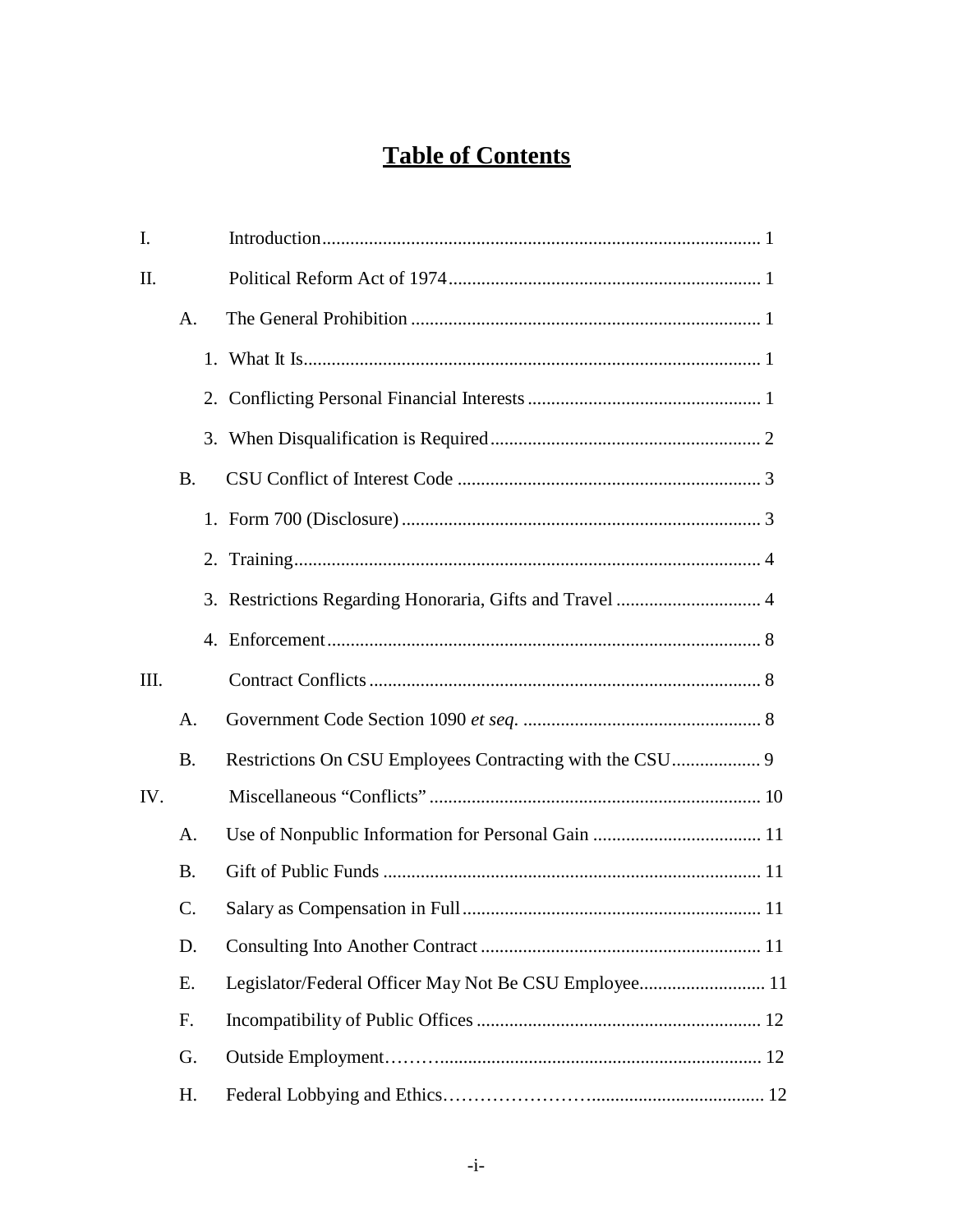# Table of Contents

| | | | |
|---|---|---|---|
| I. | | Introduction | 1 |
| II. | | Political Reform Act of 1974 | 1 |
| | A. | The General Prohibition | 1 |
| | | 1. What It Is | 1 |
| | | 2. Conflicting Personal Financial Interests | 1 |
| | | 3. When Disqualification is Required | 2 |
| | B. | CSU Conflict of Interest Code | 3 |
| | | 1. Form 700 (Disclosure) | 3 |
| | | 2. Training | 4 |
| | | 3. Restrictions Regarding Honoraria, Gifts and Travel | 4 |
| | | 4. Enforcement | 8 |
| III. | | Contract Conflicts | 8 |
| | A. | Government Code Section 1090 *et seq.* | 8 |
| | B. | Restrictions On CSU Employees Contracting with the CSU | 9 |
| IV. | | Miscellaneous "Conflicts" | 10 |
| | A. | Use of Nonpublic Information for Personal Gain | 11 |
| | B. | Gift of Public Funds | 11 |
| | C. | Salary as Compensation in Full | 11 |
| | D. | Consulting Into Another Contract | 11 |
| | E. | Legislator/Federal Officer May Not Be CSU Employee | 11 |
| | F. | Incompatibility of Public Offices | 12 |
| | G. | Outside Employment | 12 |
| | H. | Federal Lobbying and Ethics | 12 |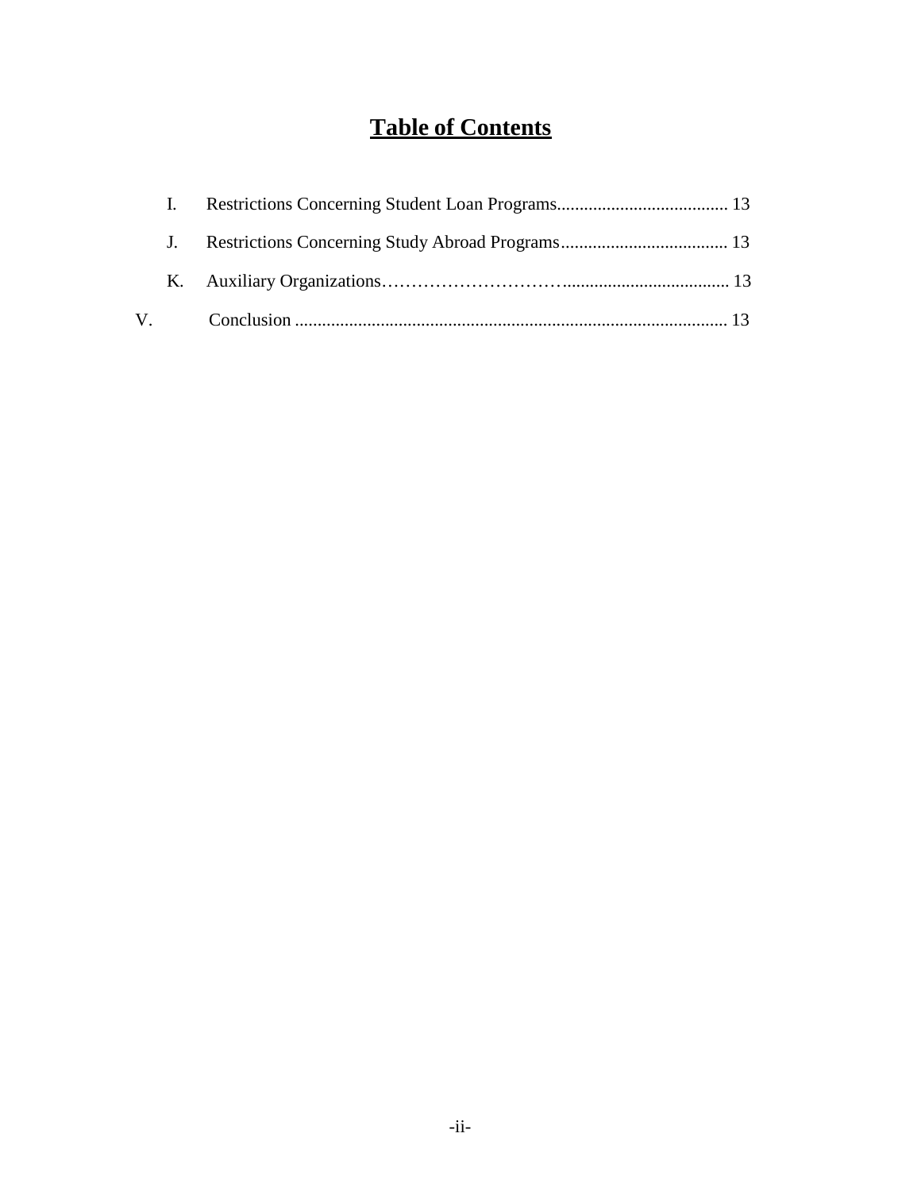# Table of Contents

- I. Restrictions Concerning Student Loan Programs...................................... 13
- J. Restrictions Concerning Study Abroad Programs..................................... 13
- K. Auxiliary Organizations…………………………....................................... 13

V. Conclusion ............................................................................................... 13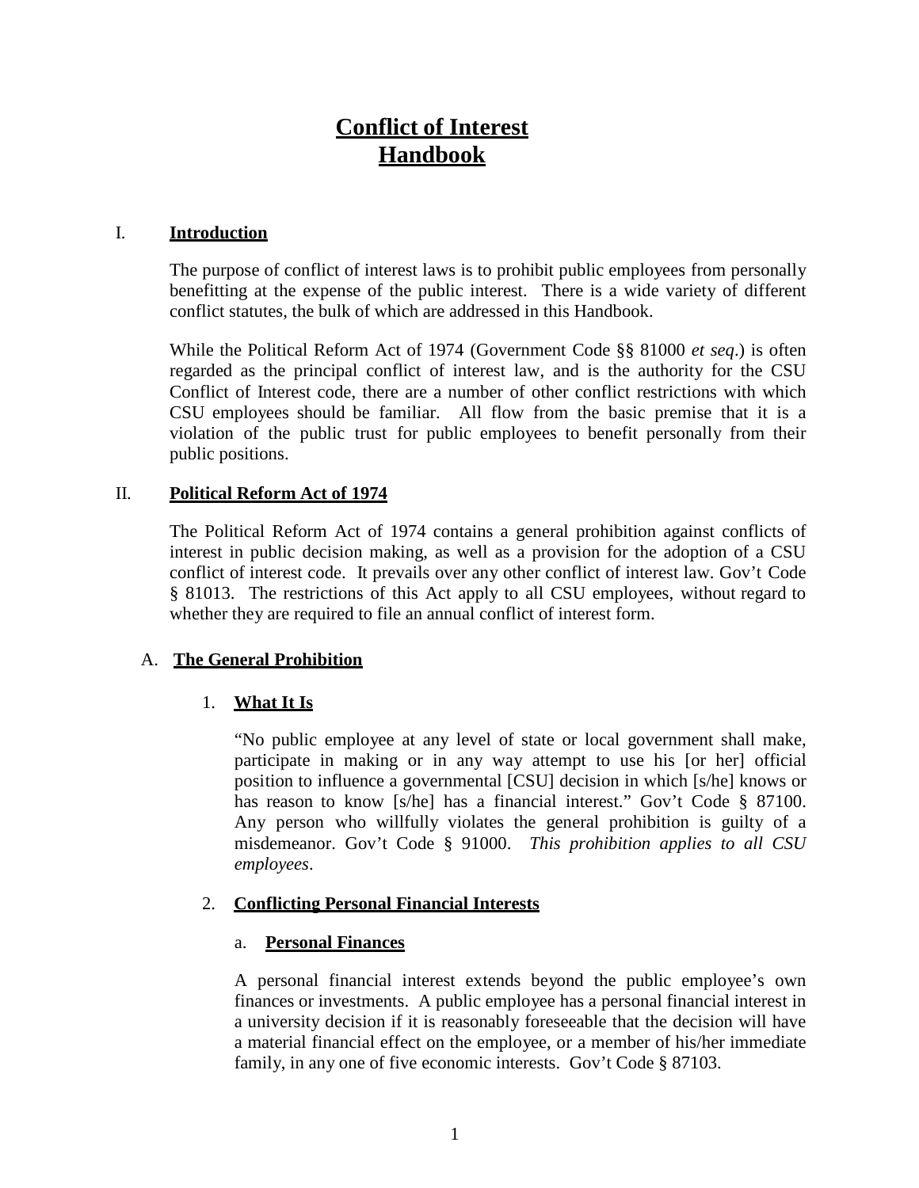# Conflict of Interest Handbook

## I. Introduction

The purpose of conflict of interest laws is to prohibit public employees from personally benefitting at the expense of the public interest. There is a wide variety of different conflict statutes, the bulk of which are addressed in this Handbook.

While the Political Reform Act of 1974 (Government Code §§ 81000 *et seq*.) is often regarded as the principal conflict of interest law, and is the authority for the CSU Conflict of Interest code, there are a number of other conflict restrictions with which CSU employees should be familiar. All flow from the basic premise that it is a violation of the public trust for public employees to benefit personally from their public positions.

## II. Political Reform Act of 1974

The Political Reform Act of 1974 contains a general prohibition against conflicts of interest in public decision making, as well as a provision for the adoption of a CSU conflict of interest code. It prevails over any other conflict of interest law. Gov't Code § 81013. The restrictions of this Act apply to all CSU employees, without regard to whether they are required to file an annual conflict of interest form.

### A. The General Prohibition

#### 1. What It Is

"No public employee at any level of state or local government shall make, participate in making or in any way attempt to use his [or her] official position to influence a governmental [CSU] decision in which [s/he] knows or has reason to know [s/he] has a financial interest." Gov't Code § 87100. Any person who willfully violates the general prohibition is guilty of a misdemeanor. Gov't Code § 91000. *This prohibition applies to all CSU employees*.

#### 2. Conflicting Personal Financial Interests

##### a. Personal Finances

A personal financial interest extends beyond the public employee's own finances or investments. A public employee has a personal financial interest in a university decision if it is reasonably foreseeable that the decision will have a material financial effect on the employee, or a member of his/her immediate family, in any one of five economic interests. Gov't Code § 87103.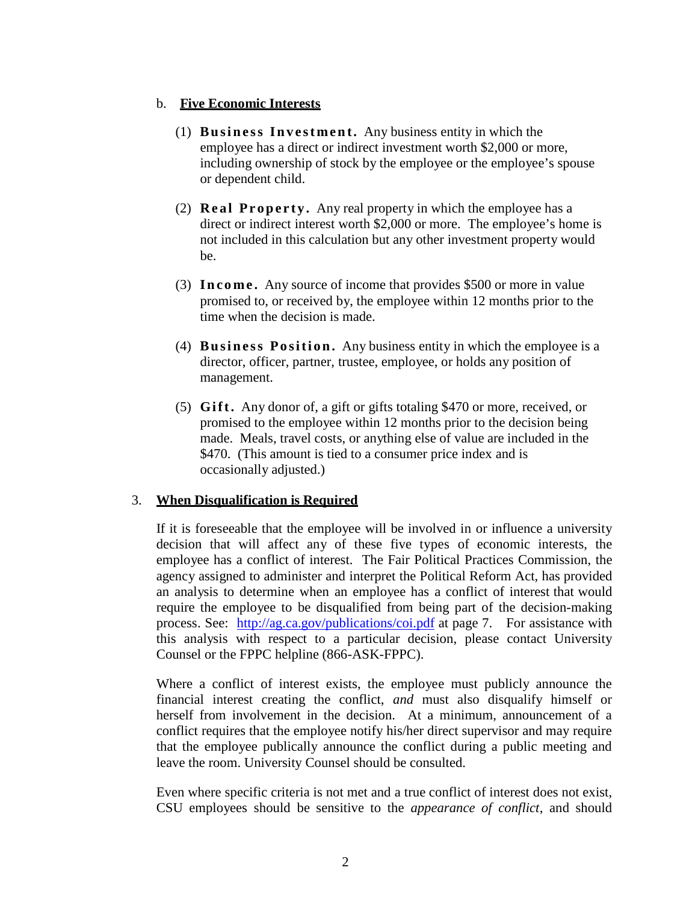b. **Five Economic Interests**

(1) **Business Investment.** Any business entity in which the employee has a direct or indirect investment worth $2,000 or more, including ownership of stock by the employee or the employee's spouse or dependent child.

(2) **Real Property.** Any real property in which the employee has a direct or indirect interest worth $2,000 or more. The employee's home is not included in this calculation but any other investment property would be.

(3) **Income.** Any source of income that provides $500 or more in value promised to, or received by, the employee within 12 months prior to the time when the decision is made.

(4) **Business Position.** Any business entity in which the employee is a director, officer, partner, trustee, employee, or holds any position of management.

(5) **Gift.** Any donor of, a gift or gifts totaling $470 or more, received, or promised to the employee within 12 months prior to the decision being made. Meals, travel costs, or anything else of value are included in the $470. (This amount is tied to a consumer price index and is occasionally adjusted.)

3. **When Disqualification is Required**

If it is foreseeable that the employee will be involved in or influence a university decision that will affect any of these five types of economic interests, the employee has a conflict of interest. The Fair Political Practices Commission, the agency assigned to administer and interpret the Political Reform Act, has provided an analysis to determine when an employee has a conflict of interest that would require the employee to be disqualified from being part of the decision-making process. See: [http://ag.ca.gov/publications/coi.pdf](http://ag.ca.gov/publications/coi.pdf) at page 7. For assistance with this analysis with respect to a particular decision, please contact University Counsel or the FPPC helpline (866-ASK-FPPC).

Where a conflict of interest exists, the employee must publicly announce the financial interest creating the conflict, *and* must also disqualify himself or herself from involvement in the decision. At a minimum, announcement of a conflict requires that the employee notify his/her direct supervisor and may require that the employee publically announce the conflict during a public meeting and leave the room. University Counsel should be consulted.

Even where specific criteria is not met and a true conflict of interest does not exist, CSU employees should be sensitive to the *appearance of conflict*, and should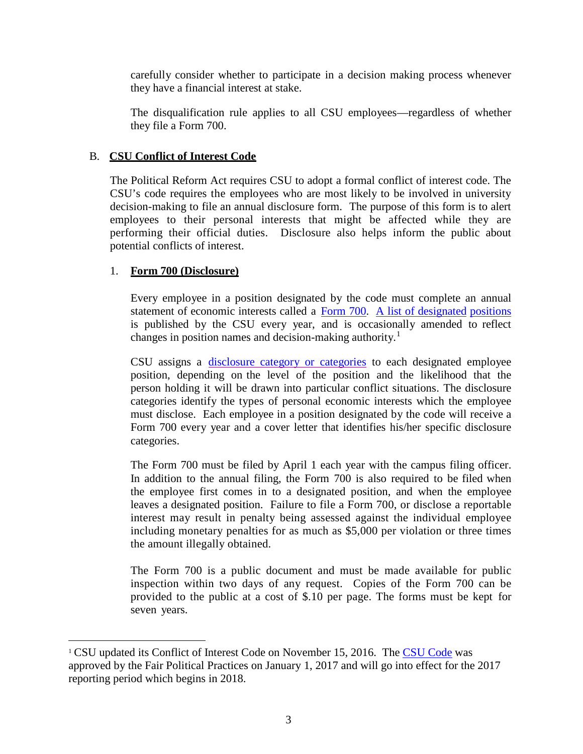carefully consider whether to participate in a decision making process whenever they have a financial interest at stake.

The disqualification rule applies to all CSU employees—regardless of whether they file a Form 700.

## B. **CSU Conflict of Interest Code**

The Political Reform Act requires CSU to adopt a formal conflict of interest code. The CSU's code requires the employees who are most likely to be involved in university decision-making to file an annual disclosure form. The purpose of this form is to alert employees to their personal interests that might be affected while they are performing their official duties. Disclosure also helps inform the public about potential conflicts of interest.

### 1. **Form 700 (Disclosure)**

Every employee in a position designated by the code must complete an annual statement of economic interests called a Form 700. A list of designated positions is published by the CSU every year, and is occasionally amended to reflect changes in position names and decision-making authority.[1]

CSU assigns a disclosure category or categories to each designated employee position, depending on the level of the position and the likelihood that the person holding it will be drawn into particular conflict situations. The disclosure categories identify the types of personal economic interests which the employee must disclose. Each employee in a position designated by the code will receive a Form 700 every year and a cover letter that identifies his/her specific disclosure categories.

The Form 700 must be filed by April 1 each year with the campus filing officer. In addition to the annual filing, the Form 700 is also required to be filed when the employee first comes in to a designated position, and when the employee leaves a designated position. Failure to file a Form 700, or disclose a reportable interest may result in penalty being assessed against the individual employee including monetary penalties for as much as $5,000 per violation or three times the amount illegally obtained.

The Form 700 is a public document and must be made available for public inspection within two days of any request. Copies of the Form 700 can be provided to the public at a cost of $.10 per page. The forms must be kept for seven years.

---

[1] CSU updated its Conflict of Interest Code on November 15, 2016. The CSU Code was approved by the Fair Political Practices on January 1, 2017 and will go into effect for the 2017 reporting period which begins in 2018.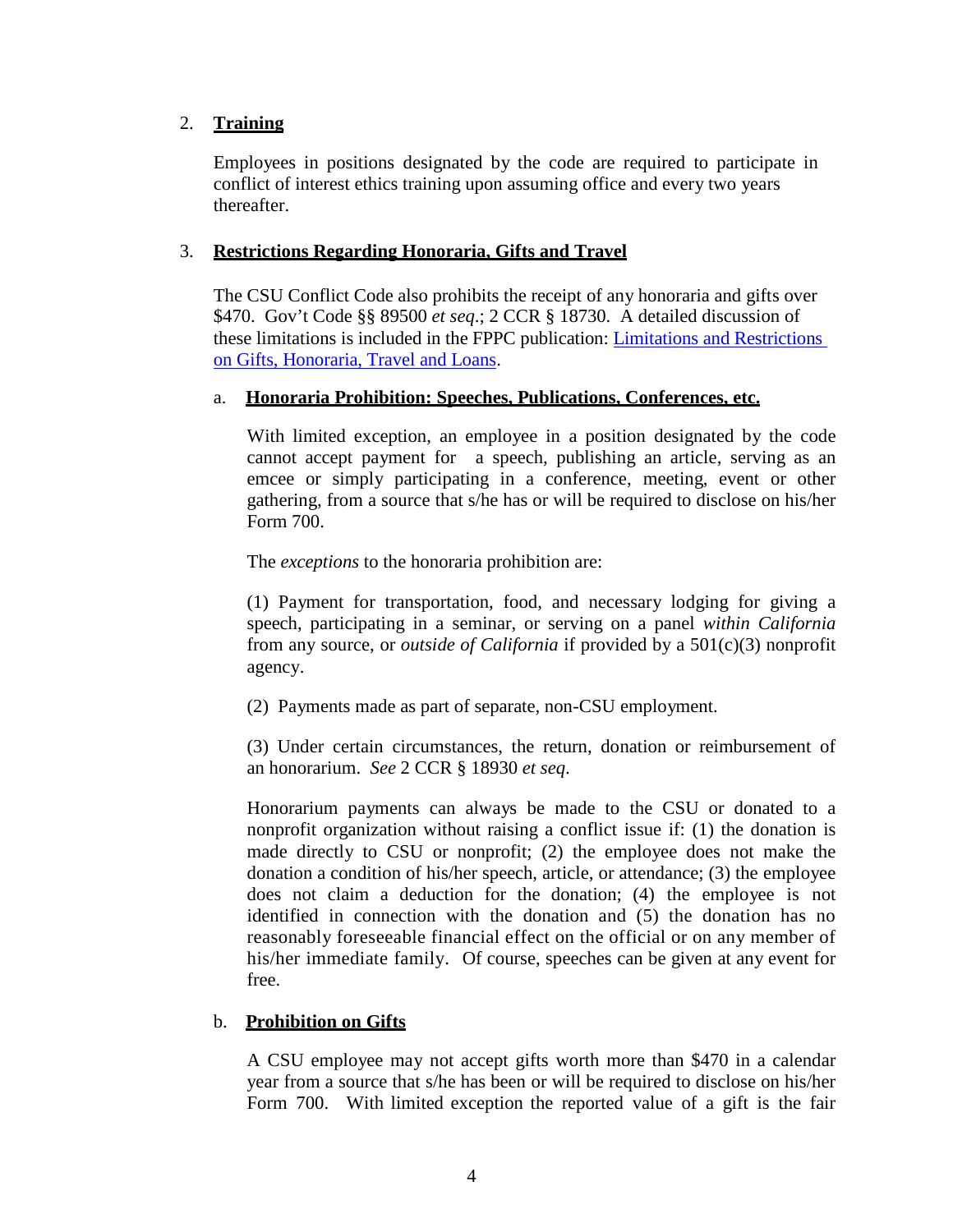2. **Training**

Employees in positions designated by the code are required to participate in conflict of interest ethics training upon assuming office and every two years thereafter.

3. **Restrictions Regarding Honoraria, Gifts and Travel**

The CSU Conflict Code also prohibits the receipt of any honoraria and gifts over $470. Gov't Code §§ 89500 *et seq*.; 2 CCR § 18730. A detailed discussion of these limitations is included in the FPPC publication: [Limitations and Restrictions on Gifts, Honoraria, Travel and Loans](#).

a. **Honoraria Prohibition: Speeches, Publications, Conferences, etc.**

With limited exception, an employee in a position designated by the code cannot accept payment for a speech, publishing an article, serving as an emcee or simply participating in a conference, meeting, event or other gathering, from a source that s/he has or will be required to disclose on his/her Form 700.

The *exceptions* to the honoraria prohibition are:

(1) Payment for transportation, food, and necessary lodging for giving a speech, participating in a seminar, or serving on a panel *within California* from any source, or *outside of California* if provided by a 501(c)(3) nonprofit agency.

(2) Payments made as part of separate, non-CSU employment.

(3) Under certain circumstances, the return, donation or reimbursement of an honorarium. *See* 2 CCR § 18930 *et seq.*

Honorarium payments can always be made to the CSU or donated to a nonprofit organization without raising a conflict issue if: (1) the donation is made directly to CSU or nonprofit; (2) the employee does not make the donation a condition of his/her speech, article, or attendance; (3) the employee does not claim a deduction for the donation; (4) the employee is not identified in connection with the donation and (5) the donation has no reasonably foreseeable financial effect on the official or on any member of his/her immediate family. Of course, speeches can be given at any event for free.

b. **Prohibition on Gifts**

A CSU employee may not accept gifts worth more than $470 in a calendar year from a source that s/he has been or will be required to disclose on his/her Form 700. With limited exception the reported value of a gift is the fair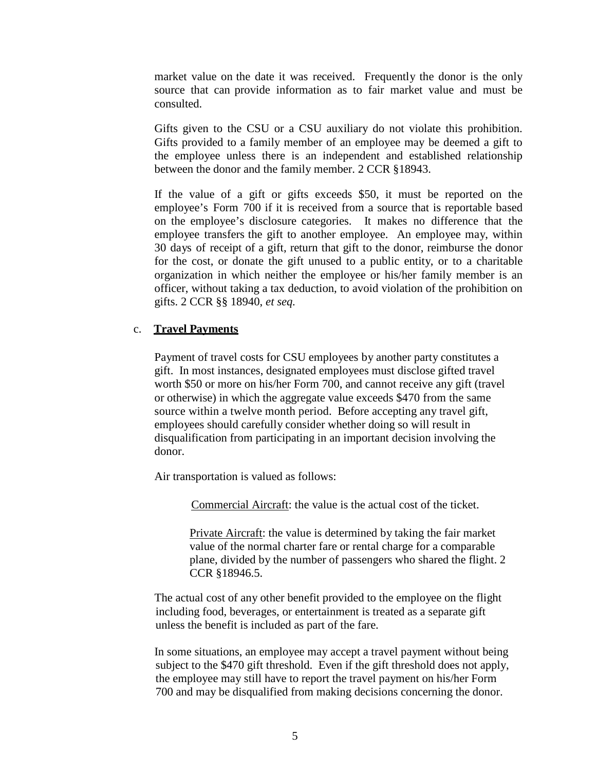market value on the date it was received. Frequently the donor is the only source that can provide information as to fair market value and must be consulted.

Gifts given to the CSU or a CSU auxiliary do not violate this prohibition. Gifts provided to a family member of an employee may be deemed a gift to the employee unless there is an independent and established relationship between the donor and the family member. 2 CCR §18943.

If the value of a gift or gifts exceeds $50, it must be reported on the employee's Form 700 if it is received from a source that is reportable based on the employee's disclosure categories. It makes no difference that the employee transfers the gift to another employee. An employee may, within 30 days of receipt of a gift, return that gift to the donor, reimburse the donor for the cost, or donate the gift unused to a public entity, or to a charitable organization in which neither the employee or his/her family member is an officer, without taking a tax deduction, to avoid violation of the prohibition on gifts. 2 CCR §§ 18940, *et seq.*

c. **Travel Payments**

Payment of travel costs for CSU employees by another party constitutes a gift. In most instances, designated employees must disclose gifted travel worth $50 or more on his/her Form 700, and cannot receive any gift (travel or otherwise) in which the aggregate value exceeds $470 from the same source within a twelve month period. Before accepting any travel gift, employees should carefully consider whether doing so will result in disqualification from participating in an important decision involving the donor.

Air transportation is valued as follows:

Commercial Aircraft: the value is the actual cost of the ticket.

Private Aircraft: the value is determined by taking the fair market value of the normal charter fare or rental charge for a comparable plane, divided by the number of passengers who shared the flight. 2 CCR §18946.5.

The actual cost of any other benefit provided to the employee on the flight including food, beverages, or entertainment is treated as a separate gift unless the benefit is included as part of the fare.

In some situations, an employee may accept a travel payment without being subject to the $470 gift threshold. Even if the gift threshold does not apply, the employee may still have to report the travel payment on his/her Form 700 and may be disqualified from making decisions concerning the donor.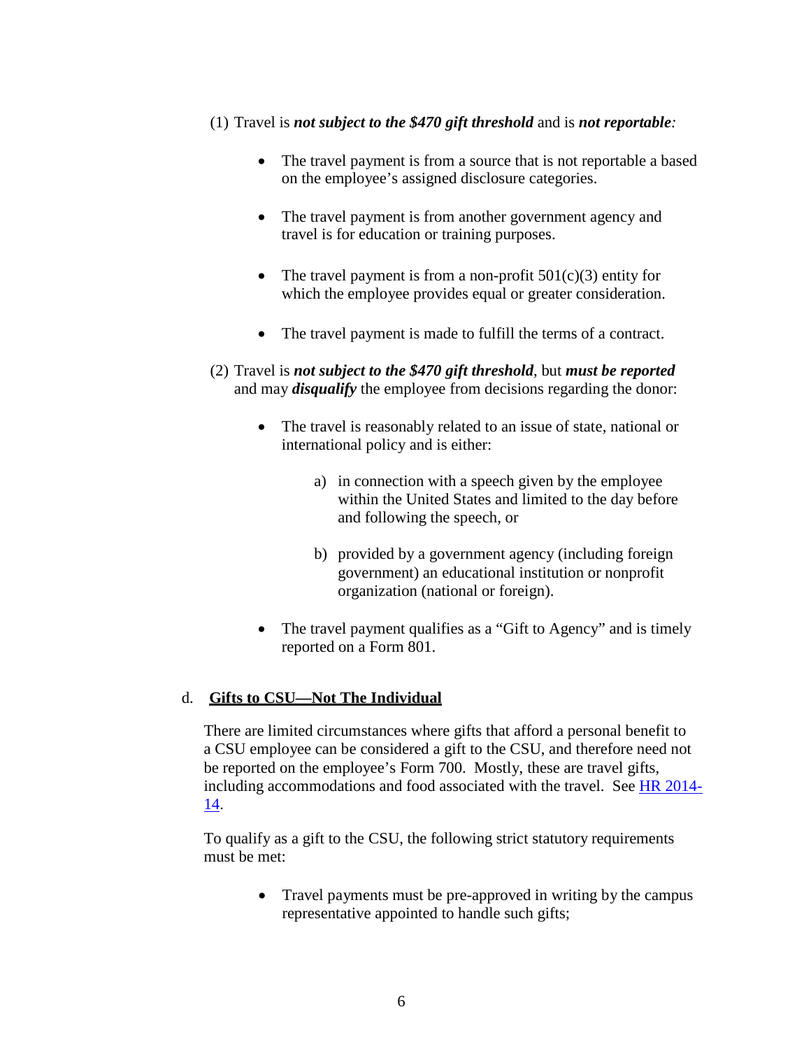(1) Travel is ***not subject to the $470 gift threshold*** and is ***not reportable****:*

- The travel payment is from a source that is not reportable a based on the employee's assigned disclosure categories.

- The travel payment is from another government agency and travel is for education or training purposes.

- The travel payment is from a non-profit 501(c)(3) entity for which the employee provides equal or greater consideration.

- The travel payment is made to fulfill the terms of a contract.

(2) Travel is ***not subject to the $470 gift threshold***, but ***must be reported*** and may ***disqualify*** the employee from decisions regarding the donor:

- The travel is reasonably related to an issue of state, national or international policy and is either:

  a) in connection with a speech given by the employee within the United States and limited to the day before and following the speech, or

  b) provided by a government agency (including foreign government) an educational institution or nonprofit organization (national or foreign).

- The travel payment qualifies as a "Gift to Agency" and is timely reported on a Form 801.

d. **<u>Gifts to CSU—Not The Individual</u>**

There are limited circumstances where gifts that afford a personal benefit to a CSU employee can be considered a gift to the CSU, and therefore need not be reported on the employee's Form 700. Mostly, these are travel gifts, including accommodations and food associated with the travel. See [HR 2014-14](HR 2014-14).

To qualify as a gift to the CSU, the following strict statutory requirements must be met:

- Travel payments must be pre-approved in writing by the campus representative appointed to handle such gifts;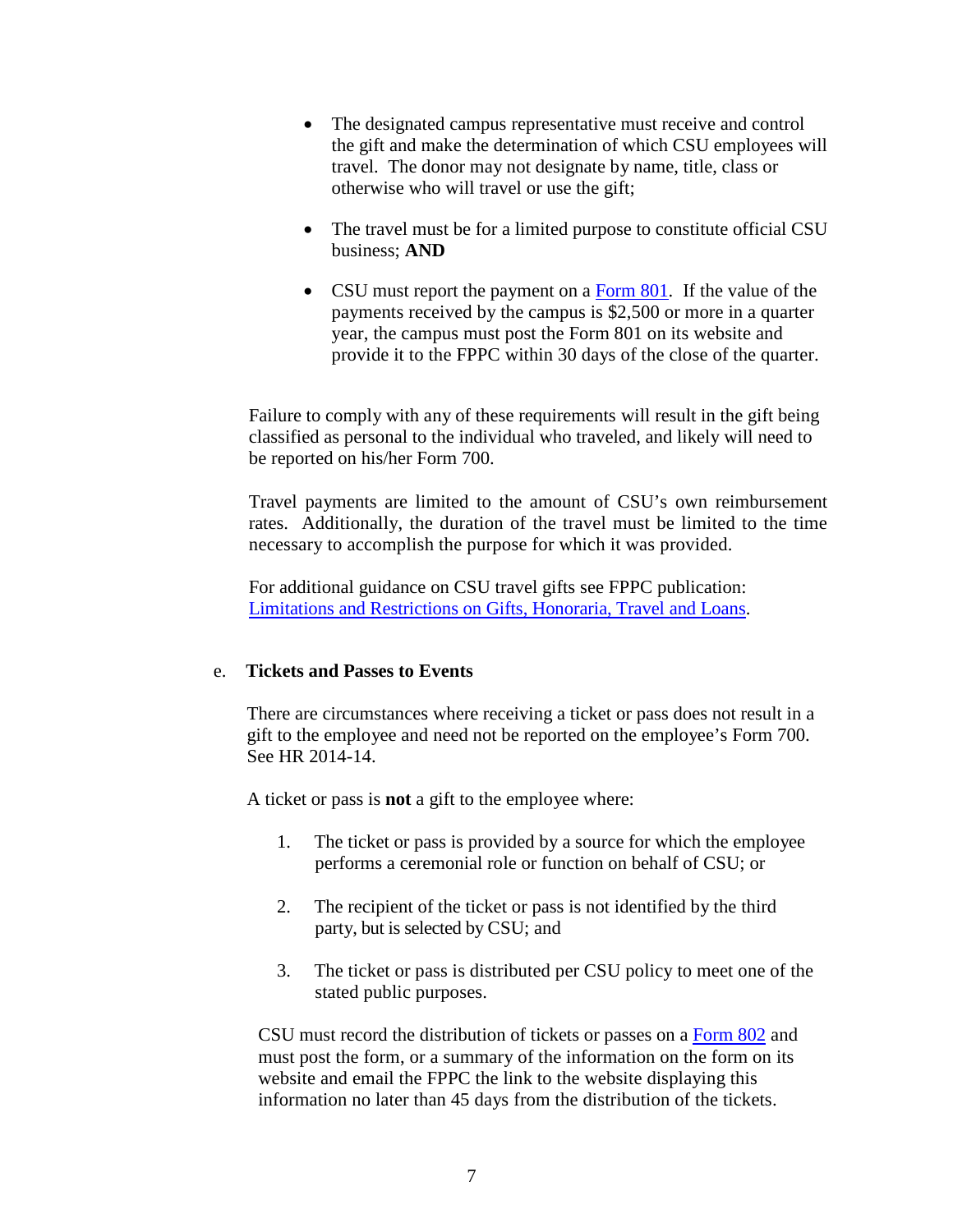- The designated campus representative must receive and control the gift and make the determination of which CSU employees will travel. The donor may not designate by name, title, class or otherwise who will travel or use the gift;

- The travel must be for a limited purpose to constitute official CSU business; **AND**

- CSU must report the payment on a [Form 801](). If the value of the payments received by the campus is $2,500 or more in a quarter year, the campus must post the Form 801 on its website and provide it to the FPPC within 30 days of the close of the quarter.

Failure to comply with any of these requirements will result in the gift being classified as personal to the individual who traveled, and likely will need to be reported on his/her Form 700.

Travel payments are limited to the amount of CSU's own reimbursement rates. Additionally, the duration of the travel must be limited to the time necessary to accomplish the purpose for which it was provided.

For additional guidance on CSU travel gifts see FPPC publication: [Limitations and Restrictions on Gifts, Honoraria, Travel and Loans]().

e. **Tickets and Passes to Events**

There are circumstances where receiving a ticket or pass does not result in a gift to the employee and need not be reported on the employee's Form 700. See HR 2014-14.

A ticket or pass is **not** a gift to the employee where:

1. The ticket or pass is provided by a source for which the employee performs a ceremonial role or function on behalf of CSU; or

2. The recipient of the ticket or pass is not identified by the third party, but is selected by CSU; and

3. The ticket or pass is distributed per CSU policy to meet one of the stated public purposes.

CSU must record the distribution of tickets or passes on a [Form 802]() and must post the form, or a summary of the information on the form on its website and email the FPPC the link to the website displaying this information no later than 45 days from the distribution of the tickets.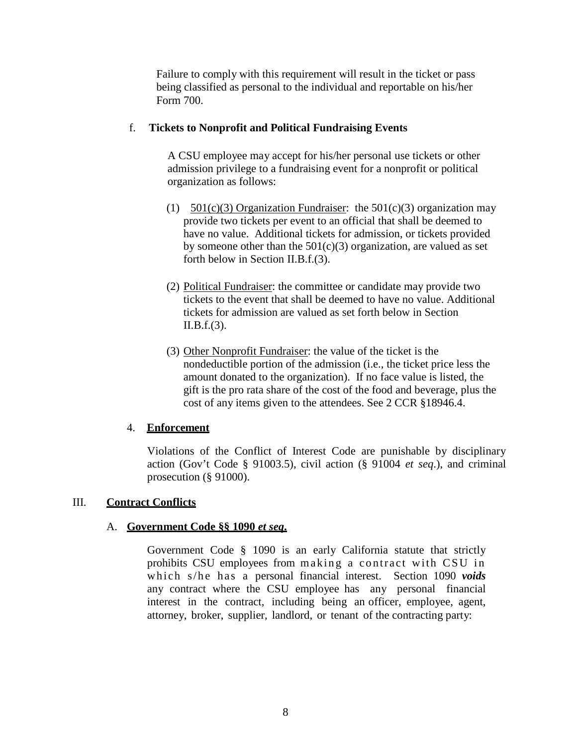Failure to comply with this requirement will result in the ticket or pass being classified as personal to the individual and reportable on his/her Form 700.

f. **Tickets to Nonprofit and Political Fundraising Events**

A CSU employee may accept for his/her personal use tickets or other admission privilege to a fundraising event for a nonprofit or political organization as follows:

(1) 501(c)(3) Organization Fundraiser: the 501(c)(3) organization may provide two tickets per event to an official that shall be deemed to have no value. Additional tickets for admission, or tickets provided by someone other than the 501(c)(3) organization, are valued as set forth below in Section II.B.f.(3).

(2) Political Fundraiser: the committee or candidate may provide two tickets to the event that shall be deemed to have no value. Additional tickets for admission are valued as set forth below in Section II.B.f.(3).

(3) Other Nonprofit Fundraiser: the value of the ticket is the nondeductible portion of the admission (i.e., the ticket price less the amount donated to the organization). If no face value is listed, the gift is the pro rata share of the cost of the food and beverage, plus the cost of any items given to the attendees. See 2 CCR §18946.4.

4. **Enforcement**

Violations of the Conflict of Interest Code are punishable by disciplinary action (Gov't Code § 91003.5), civil action (§ 91004 *et seq.*), and criminal prosecution (§ 91000).

## III. Contract Conflicts

### A. Government Code §§ 1090 *et seq.*

Government Code § 1090 is an early California statute that strictly prohibits CSU employees from making a contract with CSU in which s/he has a personal financial interest. Section 1090 ***voids*** any contract where the CSU employee has any personal financial interest in the contract, including being an officer, employee, agent, attorney, broker, supplier, landlord, or tenant of the contracting party: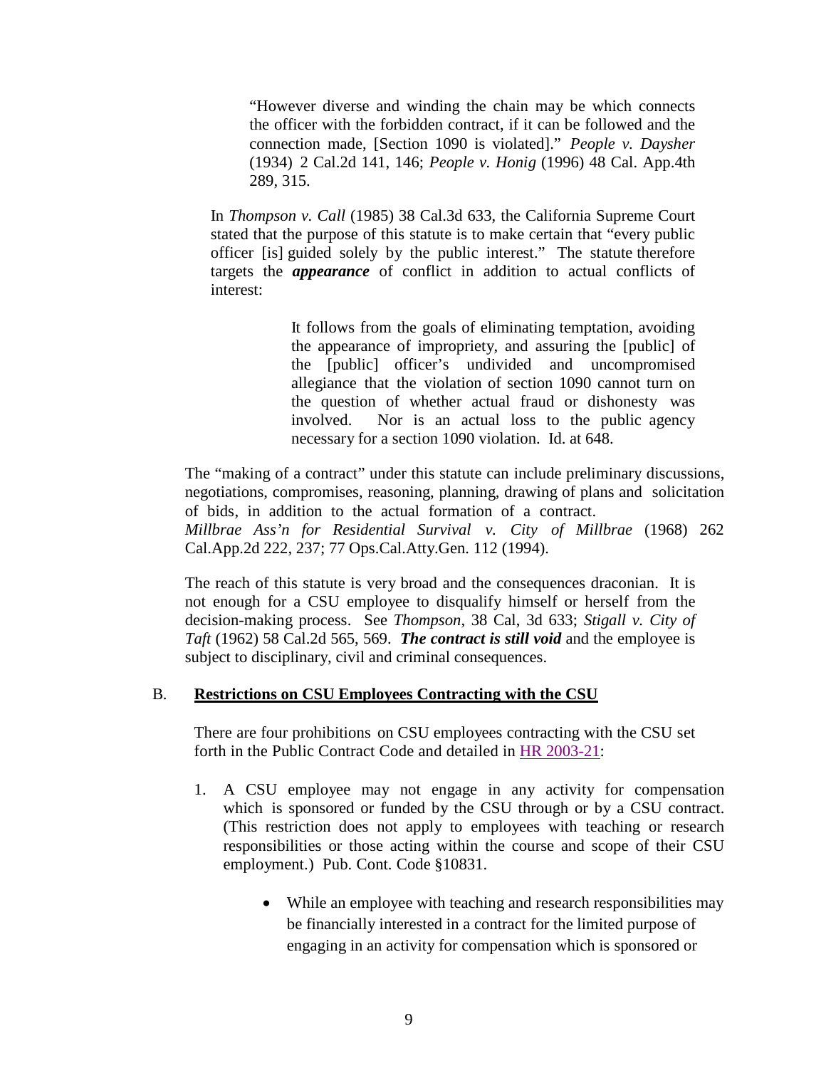> "However diverse and winding the chain may be which connects the officer with the forbidden contract, if it can be followed and the connection made, [Section 1090 is violated]." *People v. Daysher* (1934) 2 Cal.2d 141, 146; *People v. Honig* (1996) 48 Cal. App.4th 289, 315.

In *Thompson v. Call* (1985) 38 Cal.3d 633, the California Supreme Court stated that the purpose of this statute is to make certain that "every public officer [is] guided solely by the public interest." The statute therefore targets the ***appearance*** of conflict in addition to actual conflicts of interest:

> It follows from the goals of eliminating temptation, avoiding the appearance of impropriety, and assuring the [public] of the [public] officer's undivided and uncompromised allegiance that the violation of section 1090 cannot turn on the question of whether actual fraud or dishonesty was involved. Nor is an actual loss to the public agency necessary for a section 1090 violation. Id. at 648.

The "making of a contract" under this statute can include preliminary discussions, negotiations, compromises, reasoning, planning, drawing of plans and solicitation of bids, in addition to the actual formation of a contract. *Millbrae Ass'n for Residential Survival v. City of Millbrae* (1968) 262 Cal.App.2d 222, 237; 77 Ops.Cal.Atty.Gen. 112 (1994).

The reach of this statute is very broad and the consequences draconian. It is not enough for a CSU employee to disqualify himself or herself from the decision-making process. See *Thompson*, 38 Cal, 3d 633; *Stigall v. City of Taft* (1962) 58 Cal.2d 565, 569. ***The contract is still void*** and the employee is subject to disciplinary, civil and criminal consequences.

## B. Restrictions on CSU Employees Contracting with the CSU

There are four prohibitions on CSU employees contracting with the CSU set forth in the Public Contract Code and detailed in HR 2003-21:

1. A CSU employee may not engage in any activity for compensation which is sponsored or funded by the CSU through or by a CSU contract. (This restriction does not apply to employees with teaching or research responsibilities or those acting within the course and scope of their CSU employment.) Pub. Cont. Code §10831.

    - While an employee with teaching and research responsibilities may be financially interested in a contract for the limited purpose of engaging in an activity for compensation which is sponsored or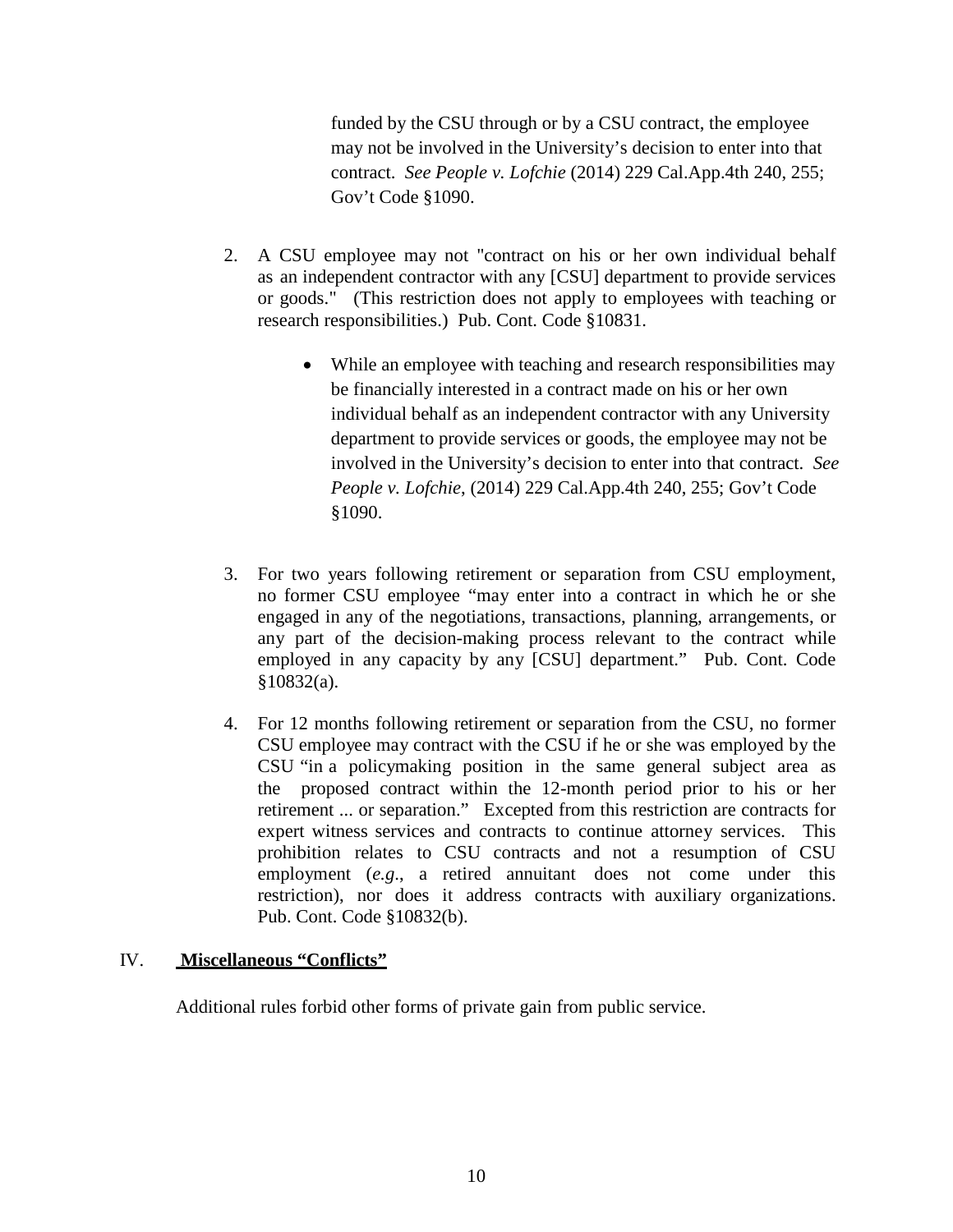funded by the CSU through or by a CSU contract, the employee may not be involved in the University's decision to enter into that contract. *See People v. Lofchie* (2014) 229 Cal.App.4th 240, 255; Gov't Code §1090.

2. A CSU employee may not "contract on his or her own individual behalf as an independent contractor with any [CSU] department to provide services or goods." (This restriction does not apply to employees with teaching or research responsibilities.) Pub. Cont. Code §10831.

    - While an employee with teaching and research responsibilities may be financially interested in a contract made on his or her own individual behalf as an independent contractor with any University department to provide services or goods, the employee may not be involved in the University's decision to enter into that contract. *See People v. Lofchie*, (2014) 229 Cal.App.4th 240, 255; Gov't Code §1090.

3. For two years following retirement or separation from CSU employment, no former CSU employee "may enter into a contract in which he or she engaged in any of the negotiations, transactions, planning, arrangements, or any part of the decision-making process relevant to the contract while employed in any capacity by any [CSU] department." Pub. Cont. Code §10832(a).

4. For 12 months following retirement or separation from the CSU, no former CSU employee may contract with the CSU if he or she was employed by the CSU "in a policymaking position in the same general subject area as the proposed contract within the 12-month period prior to his or her retirement ... or separation." Excepted from this restriction are contracts for expert witness services and contracts to continue attorney services. This prohibition relates to CSU contracts and not a resumption of CSU employment (*e.g*., a retired annuitant does not come under this restriction), nor does it address contracts with auxiliary organizations. Pub. Cont. Code §10832(b).

## IV. **Miscellaneous "Conflicts"**

Additional rules forbid other forms of private gain from public service.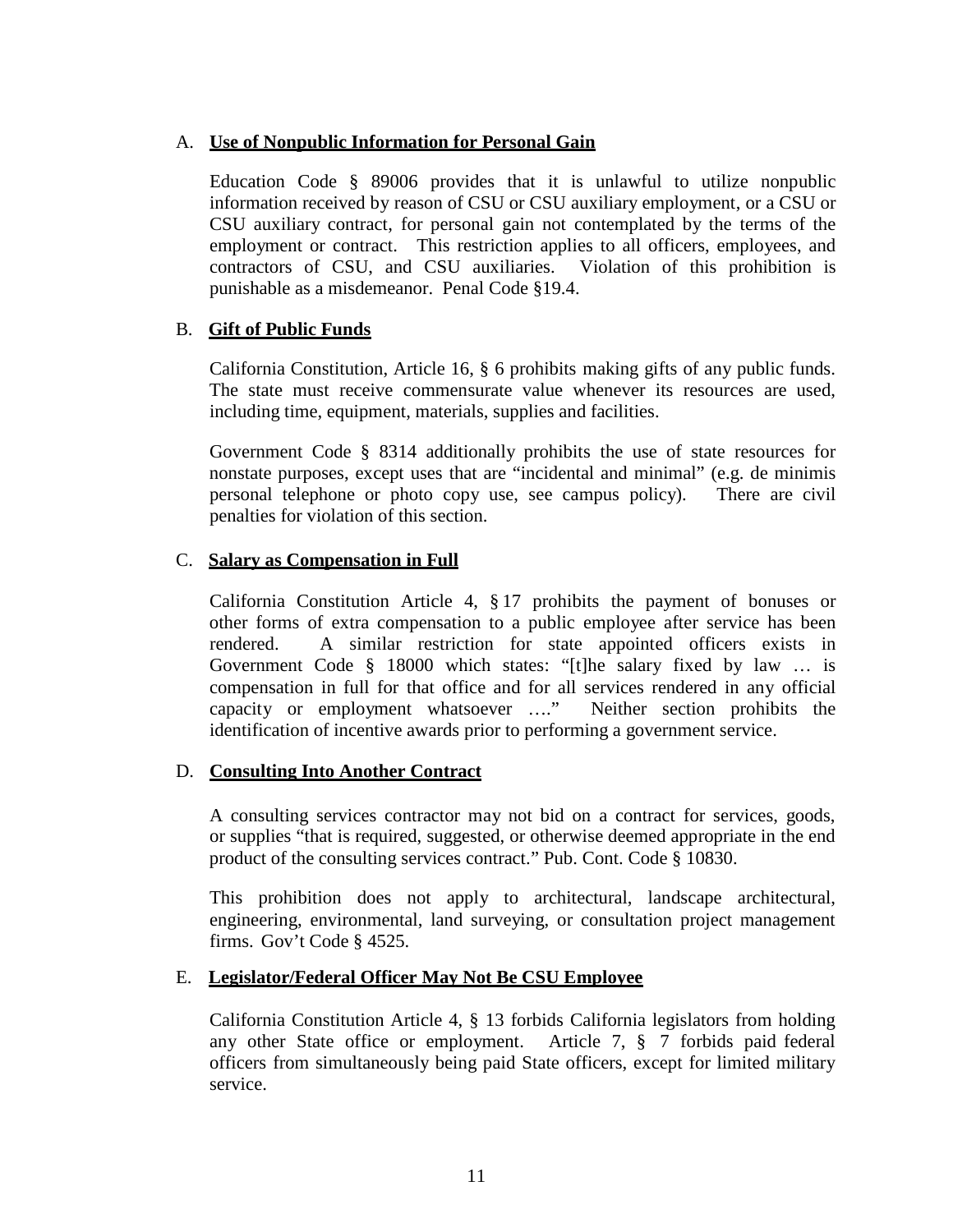A. **<u>Use of Nonpublic Information for Personal Gain</u>**

Education Code § 89006 provides that it is unlawful to utilize nonpublic information received by reason of CSU or CSU auxiliary employment, or a CSU or CSU auxiliary contract, for personal gain not contemplated by the terms of the employment or contract. This restriction applies to all officers, employees, and contractors of CSU, and CSU auxiliaries. Violation of this prohibition is punishable as a misdemeanor. Penal Code §19.4.

B. **<u>Gift of Public Funds</u>**

California Constitution, Article 16, § 6 prohibits making gifts of any public funds. The state must receive commensurate value whenever its resources are used, including time, equipment, materials, supplies and facilities.

Government Code § 8314 additionally prohibits the use of state resources for nonstate purposes, except uses that are "incidental and minimal" (e.g. de minimis personal telephone or photo copy use, see campus policy). There are civil penalties for violation of this section.

C. **<u>Salary as Compensation in Full</u>**

California Constitution Article 4, § 17 prohibits the payment of bonuses or other forms of extra compensation to a public employee after service has been rendered. A similar restriction for state appointed officers exists in Government Code § 18000 which states: "[t]he salary fixed by law … is compensation in full for that office and for all services rendered in any official capacity or employment whatsoever …." Neither section prohibits the identification of incentive awards prior to performing a government service.

D. **<u>Consulting Into Another Contract</u>**

A consulting services contractor may not bid on a contract for services, goods, or supplies "that is required, suggested, or otherwise deemed appropriate in the end product of the consulting services contract." Pub. Cont. Code § 10830.

This prohibition does not apply to architectural, landscape architectural, engineering, environmental, land surveying, or consultation project management firms. Gov't Code § 4525.

E. **<u>Legislator/Federal Officer May Not Be CSU Employee</u>**

California Constitution Article 4, § 13 forbids California legislators from holding any other State office or employment. Article 7, § 7 forbids paid federal officers from simultaneously being paid State officers, except for limited military service.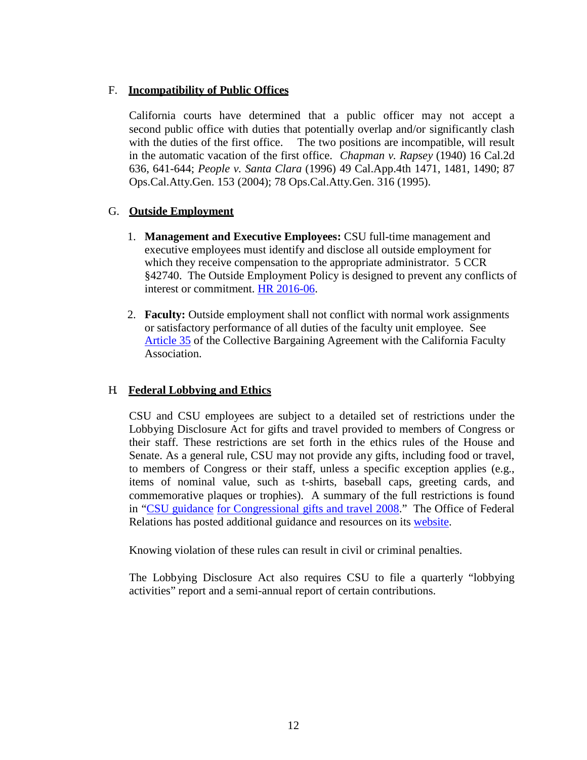## F. **Incompatibility of Public Offices**

California courts have determined that a public officer may not accept a second public office with duties that potentially overlap and/or significantly clash with the duties of the first office. The two positions are incompatible, will result in the automatic vacation of the first office. *Chapman v. Rapsey* (1940) 16 Cal.2d 636, 641-644; *People v. Santa Clara* (1996) 49 Cal.App.4th 1471, 1481, 1490; 87 Ops.Cal.Atty.Gen. 153 (2004); 78 Ops.Cal.Atty.Gen. 316 (1995).

## G. **Outside Employment**

1. **Management and Executive Employees:** CSU full-time management and executive employees must identify and disclose all outside employment for which they receive compensation to the appropriate administrator. 5 CCR §42740. The Outside Employment Policy is designed to prevent any conflicts of interest or commitment. HR 2016-06.

2. **Faculty:** Outside employment shall not conflict with normal work assignments or satisfactory performance of all duties of the faculty unit employee. See Article 35 of the Collective Bargaining Agreement with the California Faculty Association.

## H. **Federal Lobbying and Ethics**

CSU and CSU employees are subject to a detailed set of restrictions under the Lobbying Disclosure Act for gifts and travel provided to members of Congress or their staff. These restrictions are set forth in the ethics rules of the House and Senate. As a general rule, CSU may not provide any gifts, including food or travel, to members of Congress or their staff, unless a specific exception applies (e.g., items of nominal value, such as t-shirts, baseball caps, greeting cards, and commemorative plaques or trophies). A summary of the full restrictions is found in "CSU guidance for Congressional gifts and travel 2008." The Office of Federal Relations has posted additional guidance and resources on its website.

Knowing violation of these rules can result in civil or criminal penalties.

The Lobbying Disclosure Act also requires CSU to file a quarterly "lobbying activities" report and a semi-annual report of certain contributions.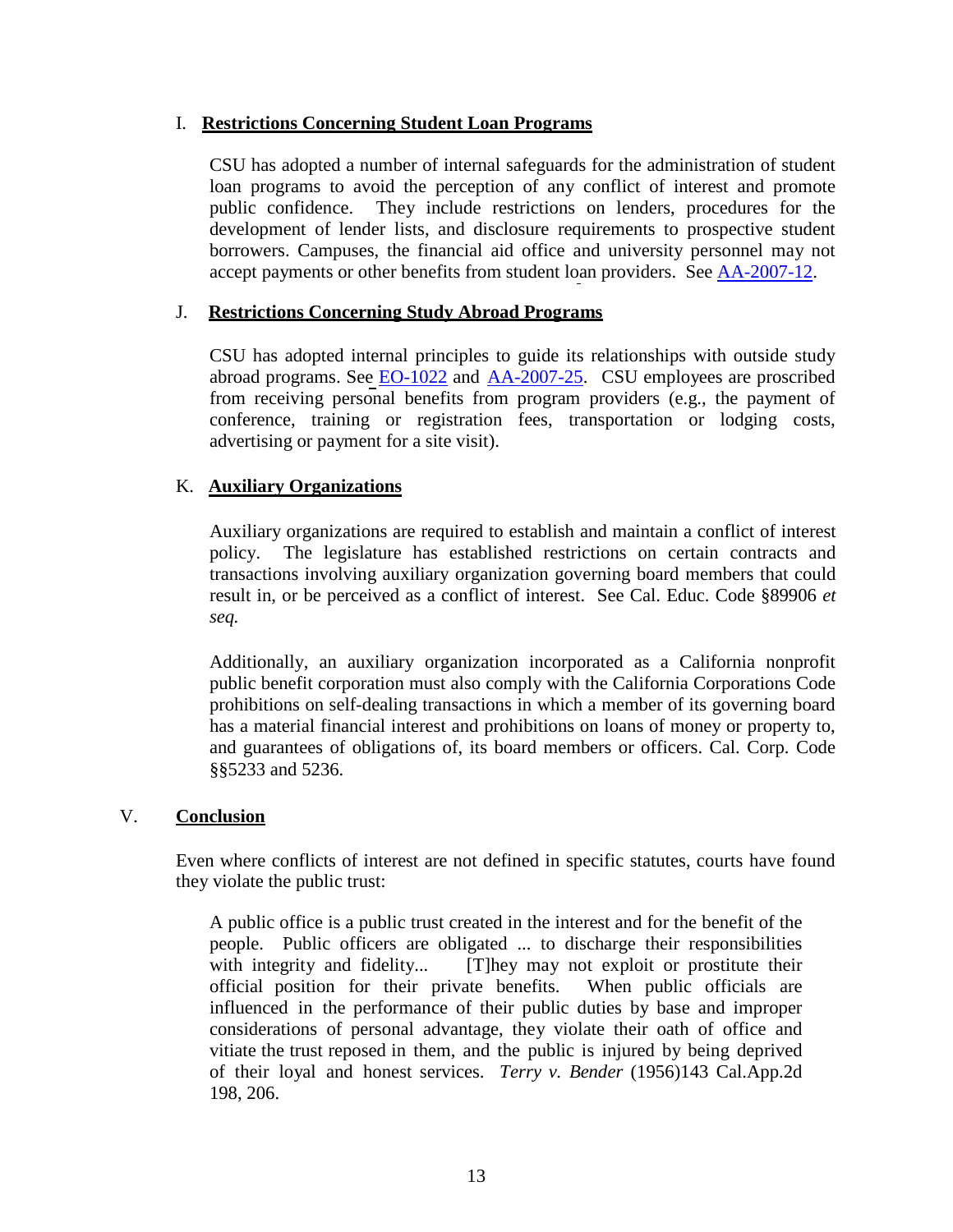### I. **Restrictions Concerning Student Loan Programs**

CSU has adopted a number of internal safeguards for the administration of student loan programs to avoid the perception of any conflict of interest and promote public confidence. They include restrictions on lenders, procedures for the development of lender lists, and disclosure requirements to prospective student borrowers. Campuses, the financial aid office and university personnel may not accept payments or other benefits from student loan providers. See AA-2007-12.

### J. **Restrictions Concerning Study Abroad Programs**

CSU has adopted internal principles to guide its relationships with outside study abroad programs. See EO-1022 and AA-2007-25. CSU employees are proscribed from receiving personal benefits from program providers (e.g., the payment of conference, training or registration fees, transportation or lodging costs, advertising or payment for a site visit).

### K. **Auxiliary Organizations**

Auxiliary organizations are required to establish and maintain a conflict of interest policy. The legislature has established restrictions on certain contracts and transactions involving auxiliary organization governing board members that could result in, or be perceived as a conflict of interest. See Cal. Educ. Code §89906 *et seq.*

Additionally, an auxiliary organization incorporated as a California nonprofit public benefit corporation must also comply with the California Corporations Code prohibitions on self-dealing transactions in which a member of its governing board has a material financial interest and prohibitions on loans of money or property to, and guarantees of obligations of, its board members or officers. Cal. Corp. Code §§5233 and 5236.

## V. **Conclusion**

Even where conflicts of interest are not defined in specific statutes, courts have found they violate the public trust:

> A public office is a public trust created in the interest and for the benefit of the people. Public officers are obligated ... to discharge their responsibilities with integrity and fidelity... [T]hey may not exploit or prostitute their official position for their private benefits. When public officials are influenced in the performance of their public duties by base and improper considerations of personal advantage, they violate their oath of office and vitiate the trust reposed in them, and the public is injured by being deprived of their loyal and honest services. *Terry v. Bender* (1956)143 Cal.App.2d 198, 206.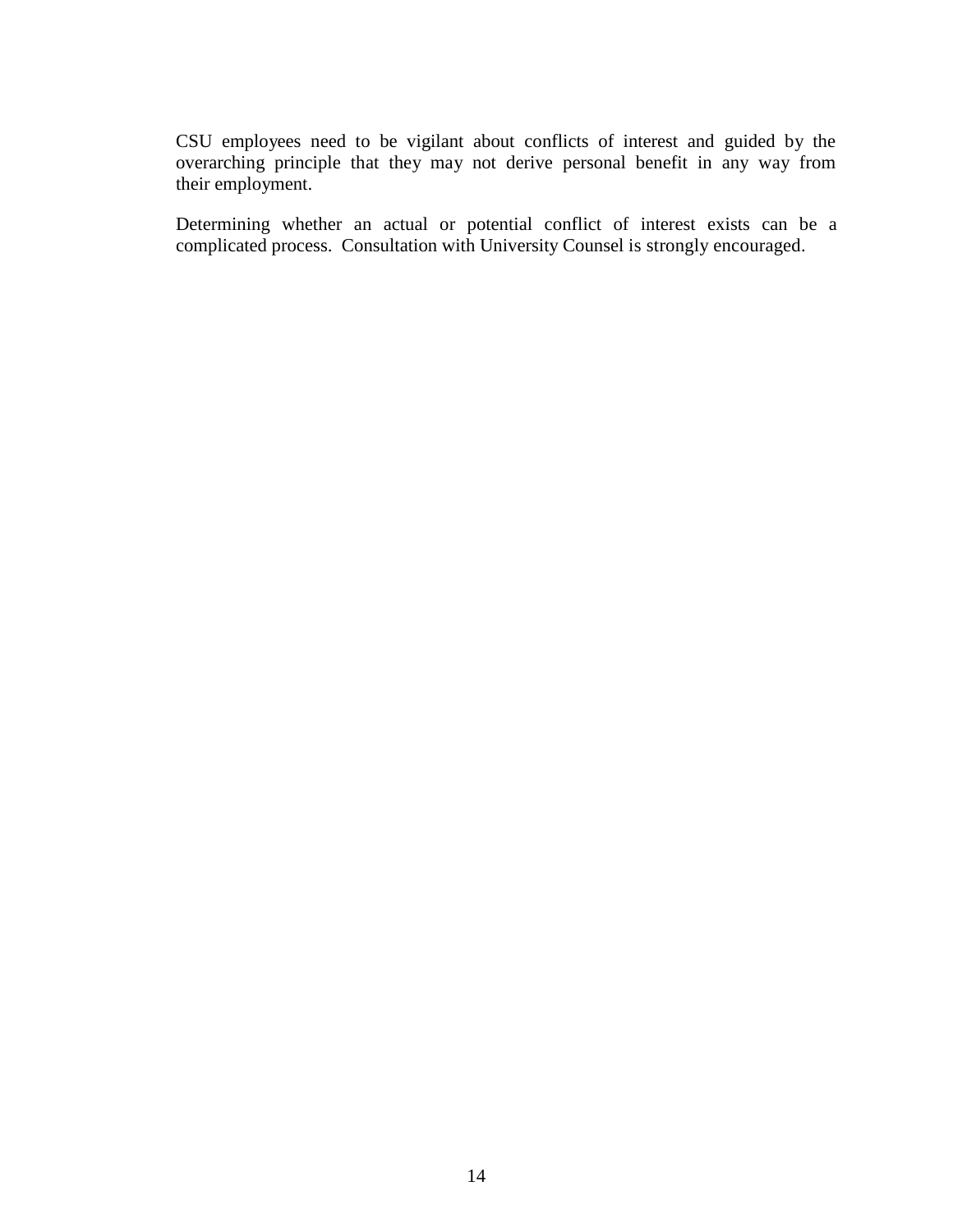CSU employees need to be vigilant about conflicts of interest and guided by the overarching principle that they may not derive personal benefit in any way from their employment.

Determining whether an actual or potential conflict of interest exists can be a complicated process. Consultation with University Counsel is strongly encouraged.